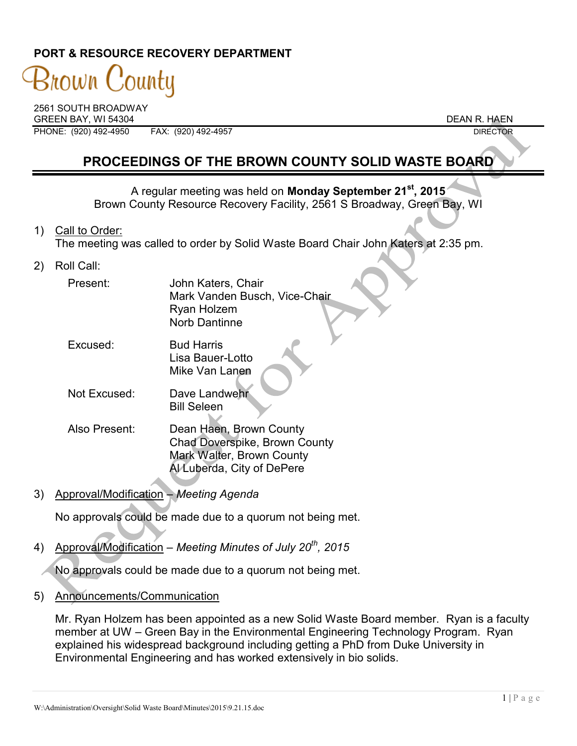**PORT & RESOURCE RECOVERY DEPARTMENT**

Brown County

2561 SOUTH BROADWAY
GREEN BAY, WI 54304
PHONE: (920) 492-4950 FAX: (920) 492-4957

DEAN R. HAEN
DIRECTOR

# PROCEEDINGS OF THE BROWN COUNTY SOLID WASTE BOARD

A regular meeting was held on **Monday September 21st, 2015**
Brown County Resource Recovery Facility, 2561 S Broadway, Green Bay, WI

1) Call to Order:
   The meeting was called to order by Solid Waste Board Chair John Katers at 2:35 pm.

2) Roll Call:

| | |
|---|---|
| Present: | John Katers, Chair<br>Mark Vanden Busch, Vice-Chair<br>Ryan Holzem<br>Norb Dantinne |
| Excused: | Bud Harris<br>Lisa Bauer-Lotto<br>Mike Van Lanen |
| Not Excused: | Dave Landwehr<br>Bill Seleen |
| Also Present: | Dean Haen, Brown County<br>Chad Doverspike, Brown County<br>Mark Walter, Brown County<br>Al Luberda, City of DePere |

3) Approval/Modification – *Meeting Agenda*

   No approvals could be made due to a quorum not being met.

4) Approval/Modification – *Meeting Minutes of July 20th, 2015*

   No approvals could be made due to a quorum not being met.

5) Announcements/Communication

   Mr. Ryan Holzem has been appointed as a new Solid Waste Board member. Ryan is a faculty member at UW – Green Bay in the Environmental Engineering Technology Program. Ryan explained his widespread background including getting a PhD from Duke University in Environmental Engineering and has worked extensively in bio solids.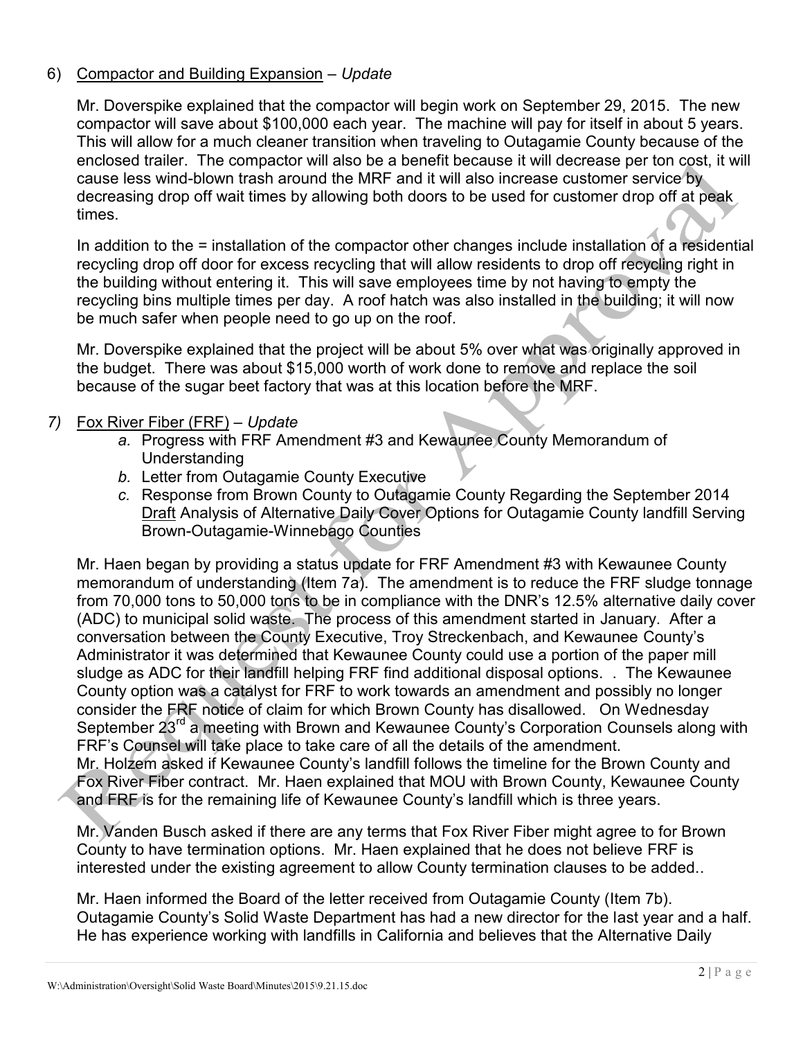6) <u>Compactor and Building Expansion</u> – *Update*

Mr. Doverspike explained that the compactor will begin work on September 29, 2015. The new compactor will save about $100,000 each year. The machine will pay for itself in about 5 years. This will allow for a much cleaner transition when traveling to Outagamie County because of the enclosed trailer. The compactor will also be a benefit because it will decrease per ton cost, it will cause less wind-blown trash around the MRF and it will also increase customer service by decreasing drop off wait times by allowing both doors to be used for customer drop off at peak times.

In addition to the = installation of the compactor other changes include installation of a residential recycling drop off door for excess recycling that will allow residents to drop off recycling right in the building without entering it. This will save employees time by not having to empty the recycling bins multiple times per day. A roof hatch was also installed in the building; it will now be much safer when people need to go up on the roof.

Mr. Doverspike explained that the project will be about 5% over what was originally approved in the budget. There was about $15,000 worth of work done to remove and replace the soil because of the sugar beet factory that was at this location before the MRF.

*7)* <u>Fox River Fiber (FRF)</u> – *Update*

*a.* Progress with FRF Amendment #3 and Kewaunee County Memorandum of Understanding

*b.* Letter from Outagamie County Executive

*c.* Response from Brown County to Outagamie County Regarding the September 2014 <u>Draft</u> Analysis of Alternative Daily Cover Options for Outagamie County landfill Serving Brown-Outagamie-Winnebago Counties

Mr. Haen began by providing a status update for FRF Amendment #3 with Kewaunee County memorandum of understanding (Item 7a). The amendment is to reduce the FRF sludge tonnage from 70,000 tons to 50,000 tons to be in compliance with the DNR's 12.5% alternative daily cover (ADC) to municipal solid waste. The process of this amendment started in January. After a conversation between the County Executive, Troy Streckenbach, and Kewaunee County's Administrator it was determined that Kewaunee County could use a portion of the paper mill sludge as ADC for their landfill helping FRF find additional disposal options. . The Kewaunee County option was a catalyst for FRF to work towards an amendment and possibly no longer consider the FRF notice of claim for which Brown County has disallowed. On Wednesday September 23rd a meeting with Brown and Kewaunee County's Corporation Counsels along with FRF's Counsel will take place to take care of all the details of the amendment.
Mr. Holzem asked if Kewaunee County's landfill follows the timeline for the Brown County and Fox River Fiber contract. Mr. Haen explained that MOU with Brown County, Kewaunee County and FRF is for the remaining life of Kewaunee County's landfill which is three years.

Mr. Vanden Busch asked if there are any terms that Fox River Fiber might agree to for Brown County to have termination options. Mr. Haen explained that he does not believe FRF is interested under the existing agreement to allow County termination clauses to be added..

Mr. Haen informed the Board of the letter received from Outagamie County (Item 7b). Outagamie County's Solid Waste Department has had a new director for the last year and a half. He has experience working with landfills in California and believes that the Alternative Daily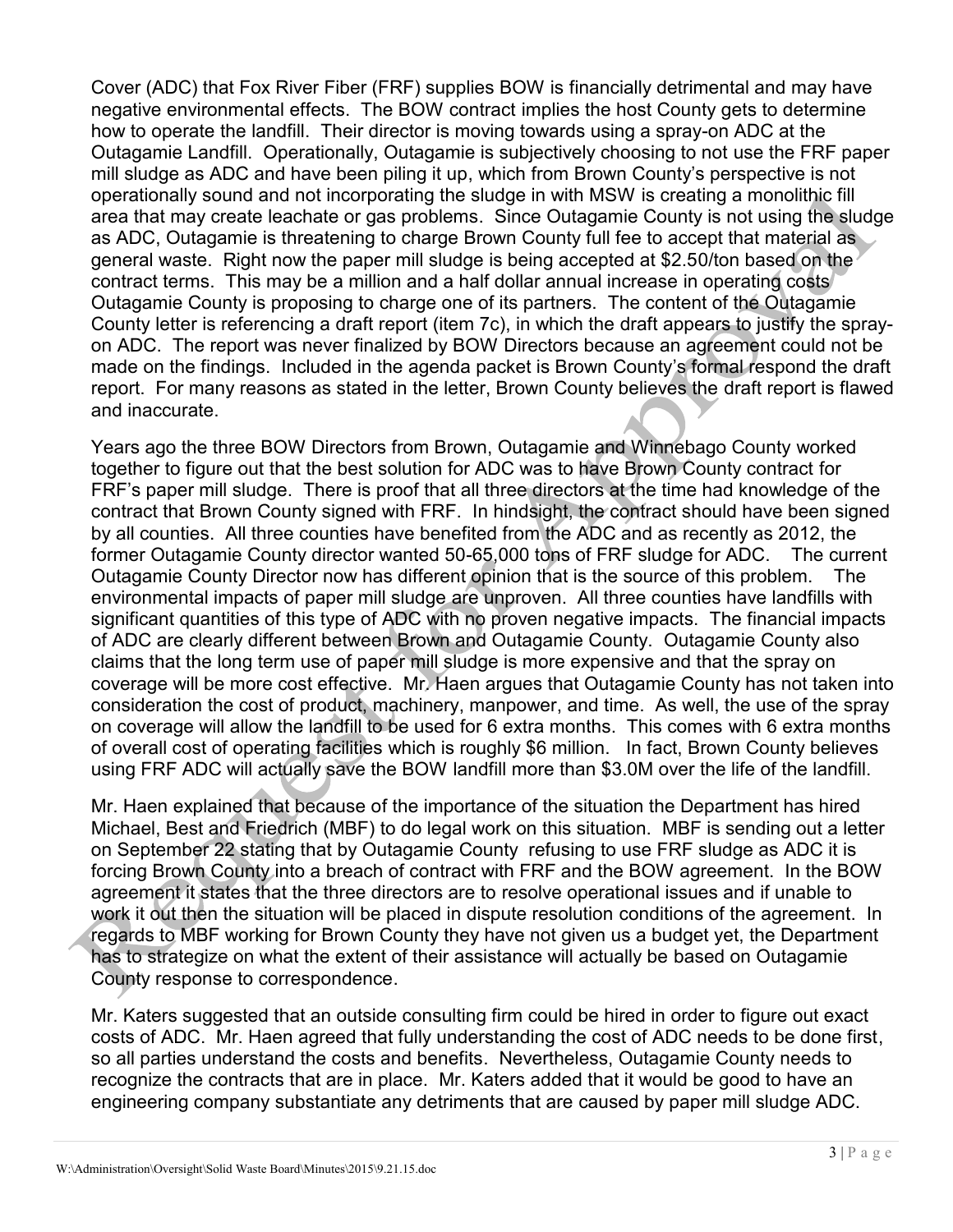Cover (ADC) that Fox River Fiber (FRF) supplies BOW is financially detrimental and may have negative environmental effects. The BOW contract implies the host County gets to determine how to operate the landfill. Their director is moving towards using a spray-on ADC at the Outagamie Landfill. Operationally, Outagamie is subjectively choosing to not use the FRF paper mill sludge as ADC and have been piling it up, which from Brown County's perspective is not operationally sound and not incorporating the sludge in with MSW is creating a monolithic fill area that may create leachate or gas problems. Since Outagamie County is not using the sludge as ADC, Outagamie is threatening to charge Brown County full fee to accept that material as general waste. Right now the paper mill sludge is being accepted at $2.50/ton based on the contract terms. This may be a million and a half dollar annual increase in operating costs Outagamie County is proposing to charge one of its partners. The content of the Outagamie County letter is referencing a draft report (item 7c), in which the draft appears to justify the spray-on ADC. The report was never finalized by BOW Directors because an agreement could not be made on the findings. Included in the agenda packet is Brown County's formal respond the draft report. For many reasons as stated in the letter, Brown County believes the draft report is flawed and inaccurate.

Years ago the three BOW Directors from Brown, Outagamie and Winnebago County worked together to figure out that the best solution for ADC was to have Brown County contract for FRF's paper mill sludge. There is proof that all three directors at the time had knowledge of the contract that Brown County signed with FRF. In hindsight, the contract should have been signed by all counties. All three counties have benefited from the ADC and as recently as 2012, the former Outagamie County director wanted 50-65,000 tons of FRF sludge for ADC. The current Outagamie County Director now has different opinion that is the source of this problem. The environmental impacts of paper mill sludge are unproven. All three counties have landfills with significant quantities of this type of ADC with no proven negative impacts. The financial impacts of ADC are clearly different between Brown and Outagamie County. Outagamie County also claims that the long term use of paper mill sludge is more expensive and that the spray on coverage will be more cost effective. Mr. Haen argues that Outagamie County has not taken into consideration the cost of product, machinery, manpower, and time. As well, the use of the spray on coverage will allow the landfill to be used for 6 extra months. This comes with 6 extra months of overall cost of operating facilities which is roughly $6 million. In fact, Brown County believes using FRF ADC will actually save the BOW landfill more than $3.0M over the life of the landfill.

Mr. Haen explained that because of the importance of the situation the Department has hired Michael, Best and Friedrich (MBF) to do legal work on this situation. MBF is sending out a letter on September 22 stating that by Outagamie County refusing to use FRF sludge as ADC it is forcing Brown County into a breach of contract with FRF and the BOW agreement. In the BOW agreement it states that the three directors are to resolve operational issues and if unable to work it out then the situation will be placed in dispute resolution conditions of the agreement. In regards to MBF working for Brown County they have not given us a budget yet, the Department has to strategize on what the extent of their assistance will actually be based on Outagamie County response to correspondence.

Mr. Katers suggested that an outside consulting firm could be hired in order to figure out exact costs of ADC. Mr. Haen agreed that fully understanding the cost of ADC needs to be done first, so all parties understand the costs and benefits. Nevertheless, Outagamie County needs to recognize the contracts that are in place. Mr. Katers added that it would be good to have an engineering company substantiate any detriments that are caused by paper mill sludge ADC.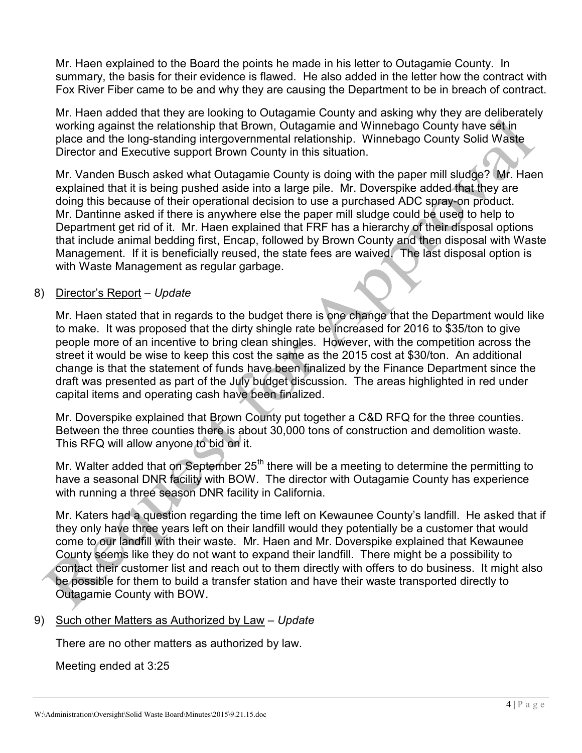Mr. Haen explained to the Board the points he made in his letter to Outagamie County. In summary, the basis for their evidence is flawed. He also added in the letter how the contract with Fox River Fiber came to be and why they are causing the Department to be in breach of contract.

Mr. Haen added that they are looking to Outagamie County and asking why they are deliberately working against the relationship that Brown, Outagamie and Winnebago County have set in place and the long-standing intergovernmental relationship. Winnebago County Solid Waste Director and Executive support Brown County in this situation.

Mr. Vanden Busch asked what Outagamie County is doing with the paper mill sludge? Mr. Haen explained that it is being pushed aside into a large pile. Mr. Doverspike added that they are doing this because of their operational decision to use a purchased ADC spray-on product. Mr. Dantinne asked if there is anywhere else the paper mill sludge could be used to help to Department get rid of it. Mr. Haen explained that FRF has a hierarchy of their disposal options that include animal bedding first, Encap, followed by Brown County and then disposal with Waste Management. If it is beneficially reused, the state fees are waived. The last disposal option is with Waste Management as regular garbage.

8) <u>Director's Report</u> – *Update*

Mr. Haen stated that in regards to the budget there is one change that the Department would like to make. It was proposed that the dirty shingle rate be increased for 2016 to $35/ton to give people more of an incentive to bring clean shingles. However, with the competition across the street it would be wise to keep this cost the same as the 2015 cost at $30/ton. An additional change is that the statement of funds have been finalized by the Finance Department since the draft was presented as part of the July budget discussion. The areas highlighted in red under capital items and operating cash have been finalized.

Mr. Doverspike explained that Brown County put together a C&D RFQ for the three counties. Between the three counties there is about 30,000 tons of construction and demolition waste. This RFQ will allow anyone to bid on it.

Mr. Walter added that on September 25th there will be a meeting to determine the permitting to have a seasonal DNR facility with BOW. The director with Outagamie County has experience with running a three season DNR facility in California.

Mr. Katers had a question regarding the time left on Kewaunee County's landfill. He asked that if they only have three years left on their landfill would they potentially be a customer that would come to our landfill with their waste. Mr. Haen and Mr. Doverspike explained that Kewaunee County seems like they do not want to expand their landfill. There might be a possibility to contact their customer list and reach out to them directly with offers to do business. It might also be possible for them to build a transfer station and have their waste transported directly to Outagamie County with BOW.

9) <u>Such other Matters as Authorized by Law</u> – *Update*

There are no other matters as authorized by law.

Meeting ended at 3:25

W:\Administration\Oversight\Solid Waste Board\Minutes\2015\9.21.15.doc